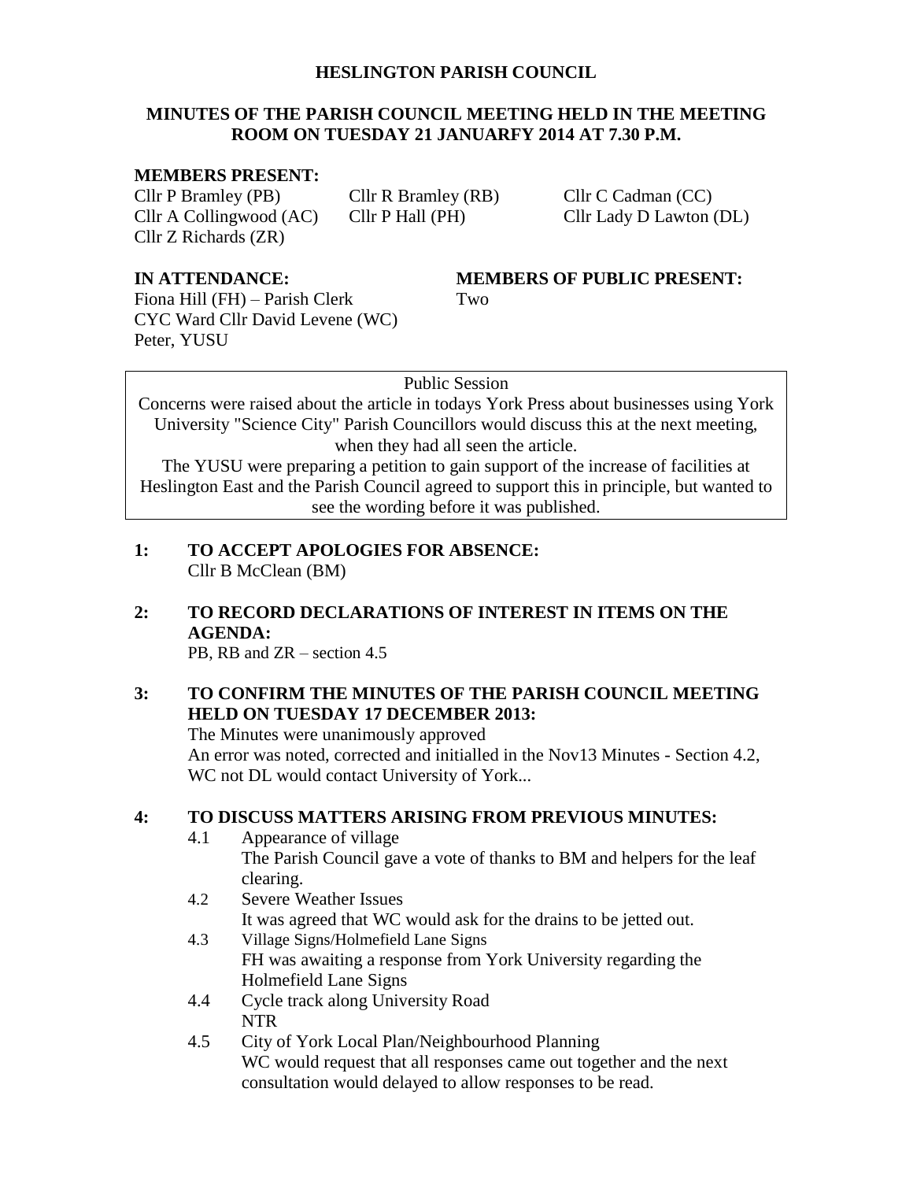# HESLINGTON PARISH COUNCIL

## MINUTES OF THE PARISH COUNCIL MEETING HELD IN THE MEETING ROOM ON TUESDAY 21 JANUARFY 2014 AT 7.30 P.M.

**MEMBERS PRESENT:**

Cllr P Bramley (PB)
Cllr R Bramley (RB)
Cllr C Cadman (CC)
Cllr A Collingwood (AC)
Cllr P Hall (PH)
Cllr Lady D Lawton (DL)
Cllr Z Richards (ZR)

**IN ATTENDANCE:**

Fiona Hill (FH) – Parish Clerk
CYC Ward Cllr David Levene (WC)
Peter, YUSU

**MEMBERS OF PUBLIC PRESENT:**

Two

Public Session

Concerns were raised about the article in todays York Press about businesses using York University "Science City" Parish Councillors would discuss this at the next meeting, when they had all seen the article.

The YUSU were preparing a petition to gain support of the increase of facilities at Heslington East and the Parish Council agreed to support this in principle, but wanted to see the wording before it was published.

**1: TO ACCEPT APOLOGIES FOR ABSENCE:**

Cllr B McClean (BM)

**2: TO RECORD DECLARATIONS OF INTEREST IN ITEMS ON THE AGENDA:**

PB, RB and ZR – section 4.5

**3: TO CONFIRM THE MINUTES OF THE PARISH COUNCIL MEETING HELD ON TUESDAY 17 DECEMBER 2013:**

The Minutes were unanimously approved
An error was noted, corrected and initialled in the Nov13 Minutes - Section 4.2, WC not DL would contact University of York...

**4: TO DISCUSS MATTERS ARISING FROM PREVIOUS MINUTES:**

4.1 Appearance of village
The Parish Council gave a vote of thanks to BM and helpers for the leaf clearing.

4.2 Severe Weather Issues
It was agreed that WC would ask for the drains to be jetted out.

4.3 Village Signs/Holmefield Lane Signs
FH was awaiting a response from York University regarding the Holmefield Lane Signs

4.4 Cycle track along University Road
NTR

4.5 City of York Local Plan/Neighbourhood Planning
WC would request that all responses came out together and the next consultation would delayed to allow responses to be read.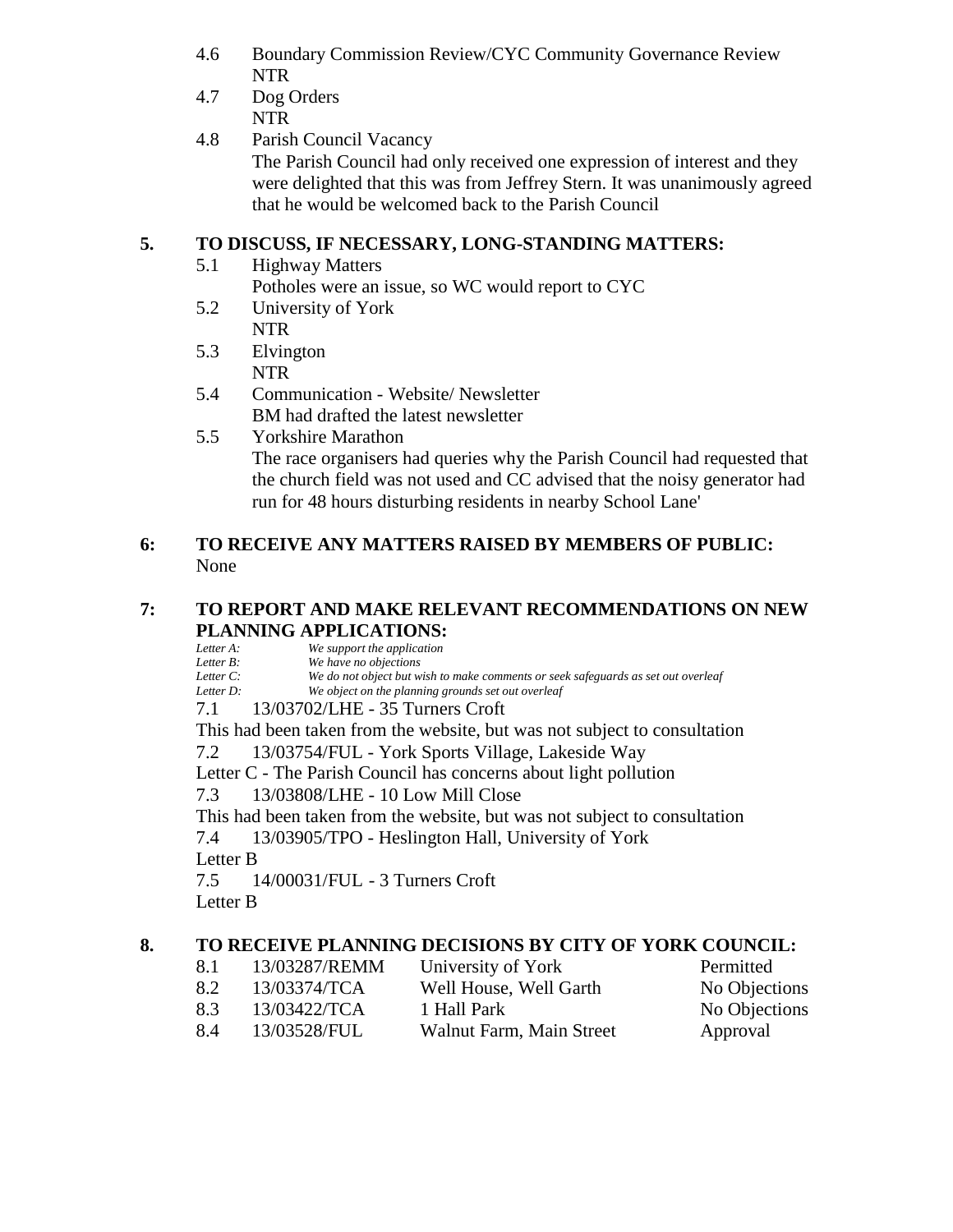4.6 Boundary Commission Review/CYC Community Governance Review
NTR

4.7 Dog Orders
NTR

4.8 Parish Council Vacancy
The Parish Council had only received one expression of interest and they were delighted that this was from Jeffrey Stern. It was unanimously agreed that he would be welcomed back to the Parish Council

## 5. TO DISCUSS, IF NECESSARY, LONG-STANDING MATTERS:

5.1 Highway Matters
Potholes were an issue, so WC would report to CYC

5.2 University of York
NTR

5.3 Elvington
NTR

5.4 Communication - Website/ Newsletter
BM had drafted the latest newsletter

5.5 Yorkshire Marathon
The race organisers had queries why the Parish Council had requested that the church field was not used and CC advised that the noisy generator had run for 48 hours disturbing residents in nearby School Lane'

## 6: TO RECEIVE ANY MATTERS RAISED BY MEMBERS OF PUBLIC:

None

## 7: TO REPORT AND MAKE RELEVANT RECOMMENDATIONS ON NEW PLANNING APPLICATIONS:

*Letter A: We support the application*
*Letter B: We have no objections*
*Letter C: We do not object but wish to make comments or seek safeguards as set out overleaf*
*Letter D: We object on the planning grounds set out overleaf*

7.1 13/03702/LHE - 35 Turners Croft
This had been taken from the website, but was not subject to consultation

7.2 13/03754/FUL - York Sports Village, Lakeside Way
Letter C - The Parish Council has concerns about light pollution

7.3 13/03808/LHE - 10 Low Mill Close
This had been taken from the website, but was not subject to consultation

7.4 13/03905/TPO - Heslington Hall, University of York
Letter B

7.5 14/00031/FUL - 3 Turners Croft
Letter B

## 8. TO RECEIVE PLANNING DECISIONS BY CITY OF YORK COUNCIL:

| | | | |
|---|---|---|---|
| 8.1 | 13/03287/REMM | University of York | Permitted |
| 8.2 | 13/03374/TCA | Well House, Well Garth | No Objections |
| 8.3 | 13/03422/TCA | 1 Hall Park | No Objections |
| 8.4 | 13/03528/FUL | Walnut Farm, Main Street | Approval |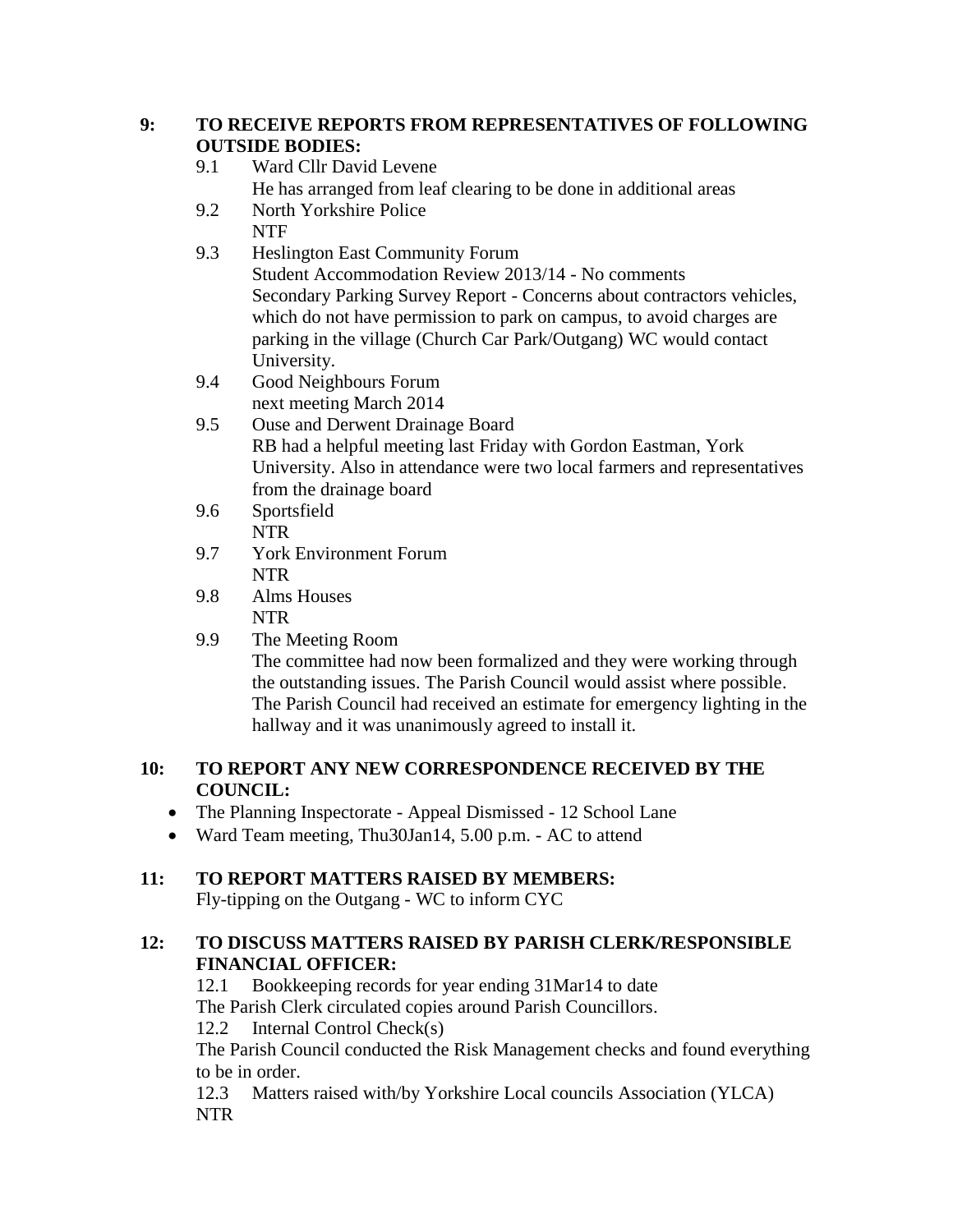**9: TO RECEIVE REPORTS FROM REPRESENTATIVES OF FOLLOWING OUTSIDE BODIES:**

9.1 Ward Cllr David Levene
He has arranged from leaf clearing to be done in additional areas

9.2 North Yorkshire Police
NTF

9.3 Heslington East Community Forum
Student Accommodation Review 2013/14 - No comments
Secondary Parking Survey Report - Concerns about contractors vehicles, which do not have permission to park on campus, to avoid charges are parking in the village (Church Car Park/Outgang) WC would contact University.

9.4 Good Neighbours Forum
next meeting March 2014

9.5 Ouse and Derwent Drainage Board
RB had a helpful meeting last Friday with Gordon Eastman, York University. Also in attendance were two local farmers and representatives from the drainage board

9.6 Sportsfield
NTR

9.7 York Environment Forum
NTR

9.8 Alms Houses
NTR

9.9 The Meeting Room
The committee had now been formalized and they were working through the outstanding issues. The Parish Council would assist where possible. The Parish Council had received an estimate for emergency lighting in the hallway and it was unanimously agreed to install it.

**10: TO REPORT ANY NEW CORRESPONDENCE RECEIVED BY THE COUNCIL:**

- The Planning Inspectorate - Appeal Dismissed - 12 School Lane
- Ward Team meeting, Thu30Jan14, 5.00 p.m. - AC to attend

**11: TO REPORT MATTERS RAISED BY MEMBERS:**

Fly-tipping on the Outgang - WC to inform CYC

**12: TO DISCUSS MATTERS RAISED BY PARISH CLERK/RESPONSIBLE FINANCIAL OFFICER:**

12.1 Bookkeeping records for year ending 31Mar14 to date
The Parish Clerk circulated copies around Parish Councillors.

12.2 Internal Control Check(s)
The Parish Council conducted the Risk Management checks and found everything to be in order.

12.3 Matters raised with/by Yorkshire Local councils Association (YLCA)
NTR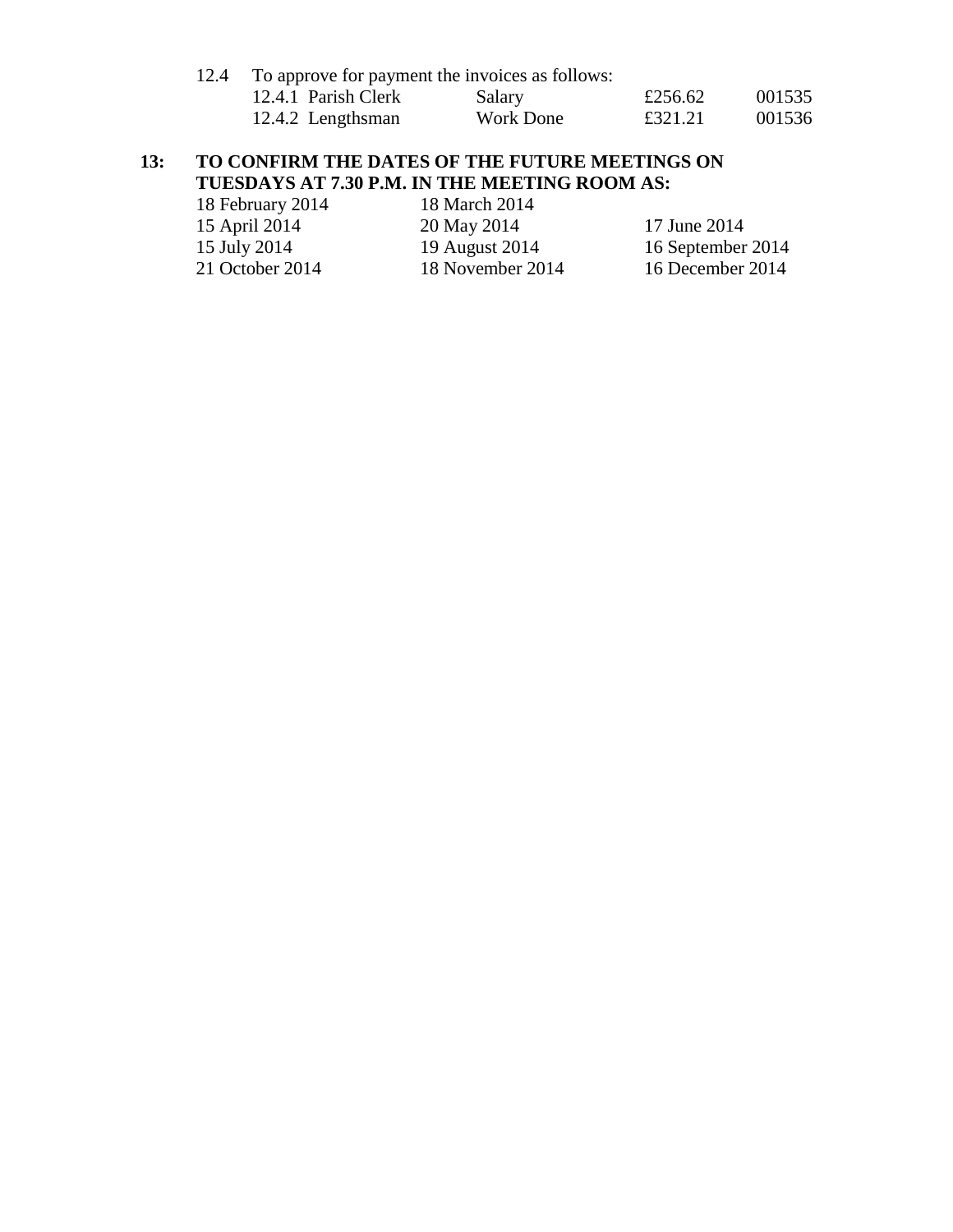12.4 To approve for payment the invoices as follows:

| | | | |
|---|---|---|---|
| 12.4.1 Parish Clerk | Salary | £256.62 | 001535 |
| 12.4.2 Lengthsman | Work Done | £321.21 | 001536 |

**13: TO CONFIRM THE DATES OF THE FUTURE MEETINGS ON TUESDAYS AT 7.30 P.M. IN THE MEETING ROOM AS:**

| | | |
|---|---|---|
| 18 February 2014 | 18 March 2014 | |
| 15 April 2014 | 20 May 2014 | 17 June 2014 |
| 15 July 2014 | 19 August 2014 | 16 September 2014 |
| 21 October 2014 | 18 November 2014 | 16 December 2014 |